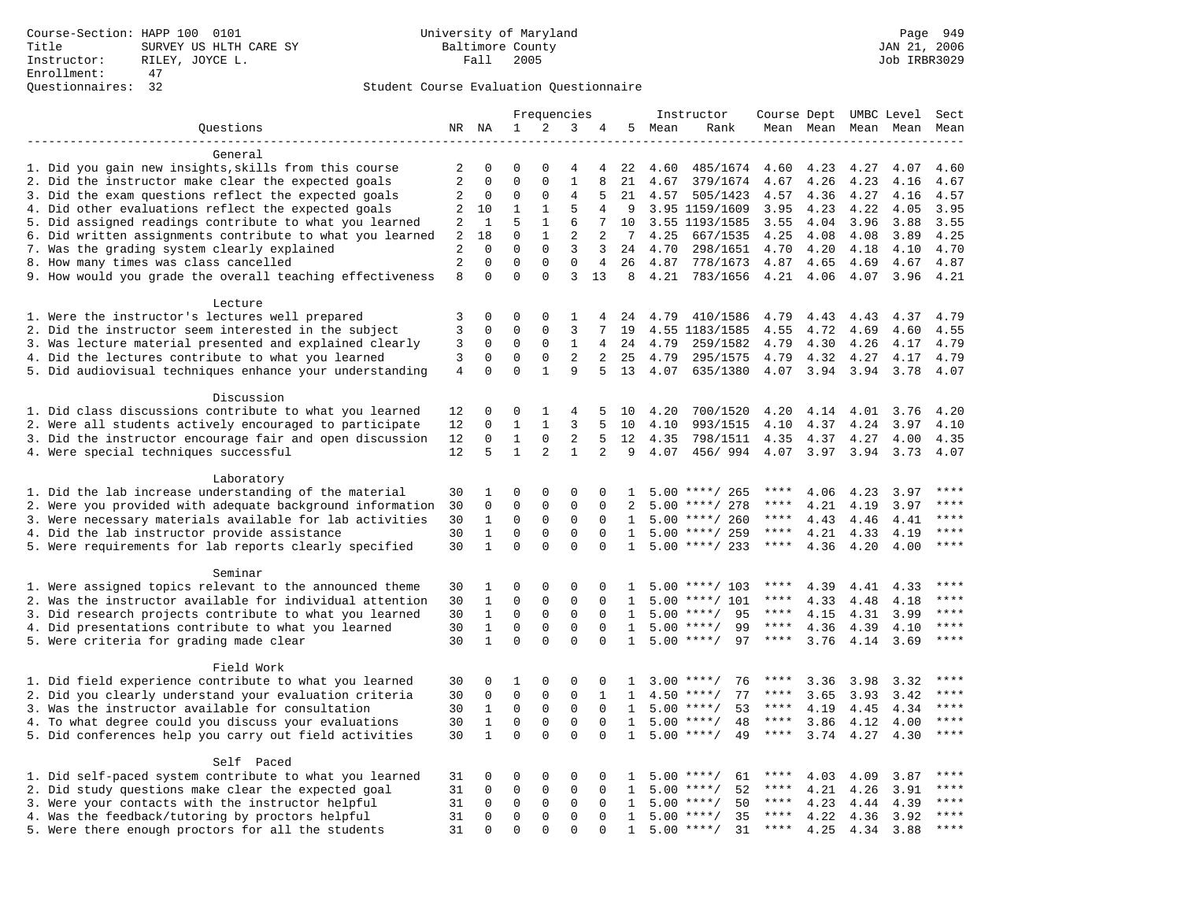Course-Section: HAPP 100 0101
Title: SURVEY US HLTH CARE SY
Instructor: RILEY, JOYCE L.
Enrollment: 47
Questionnaires: 32

University of Maryland
Baltimore County
Fall 2005

JAN 21, 2006
Job IRBR3029

## Student Course Evaluation Questionnaire

| Questions | NR | NA | 1 | 2 | 3 | 4 | 5 | Instructor Mean | Rank | Course Mean | Dept Mean | UMBC Mean | Level Mean | Sect Mean |
|---|---|---|---|---|---|---|---|---|---|---|---|---|---|---|
| **General** | | | | | | | | | | | | | | |
| 1. Did you gain new insights,skills from this course | 2 | 0 | 0 | 0 | 4 | 4 | 22 | 4.60 | 485/1674 | 4.60 | 4.23 | 4.27 | 4.07 | 4.60 |
| 2. Did the instructor make clear the expected goals | 2 | 0 | 0 | 0 | 1 | 8 | 21 | 4.67 | 379/1674 | 4.67 | 4.26 | 4.23 | 4.16 | 4.67 |
| 3. Did the exam questions reflect the expected goals | 2 | 0 | 0 | 0 | 4 | 5 | 21 | 4.57 | 505/1423 | 4.57 | 4.36 | 4.27 | 4.16 | 4.57 |
| 4. Did other evaluations reflect the expected goals | 2 | 10 | 1 | 1 | 5 | 4 | 9 | 3.95 | 1159/1609 | 3.95 | 4.23 | 4.22 | 4.05 | 3.95 |
| 5. Did assigned readings contribute to what you learned | 2 | 1 | 5 | 1 | 6 | 7 | 10 | 3.55 | 1193/1585 | 3.55 | 4.04 | 3.96 | 3.88 | 3.55 |
| 6. Did written assignments contribute to what you learned | 2 | 18 | 0 | 1 | 2 | 2 | 7 | 4.25 | 667/1535 | 4.25 | 4.08 | 4.08 | 3.89 | 4.25 |
| 7. Was the grading system clearly explained | 2 | 0 | 0 | 0 | 3 | 3 | 24 | 4.70 | 298/1651 | 4.70 | 4.20 | 4.18 | 4.10 | 4.70 |
| 8. How many times was class cancelled | 2 | 0 | 0 | 0 | 0 | 4 | 26 | 4.87 | 778/1673 | 4.87 | 4.65 | 4.69 | 4.67 | 4.87 |
| 9. How would you grade the overall teaching effectiveness | 8 | 0 | 0 | 0 | 3 | 13 | 8 | 4.21 | 783/1656 | 4.21 | 4.06 | 4.07 | 3.96 | 4.21 |
| **Lecture** | | | | | | | | | | | | | | |
| 1. Were the instructor's lectures well prepared | 3 | 0 | 0 | 0 | 1 | 4 | 24 | 4.79 | 410/1586 | 4.79 | 4.43 | 4.43 | 4.37 | 4.79 |
| 2. Did the instructor seem interested in the subject | 3 | 0 | 0 | 0 | 3 | 7 | 19 | 4.55 | 1183/1585 | 4.55 | 4.72 | 4.69 | 4.60 | 4.55 |
| 3. Was lecture material presented and explained clearly | 3 | 0 | 0 | 0 | 1 | 4 | 24 | 4.79 | 259/1582 | 4.79 | 4.30 | 4.26 | 4.17 | 4.79 |
| 4. Did the lectures contribute to what you learned | 3 | 0 | 0 | 0 | 2 | 2 | 25 | 4.79 | 295/1575 | 4.79 | 4.32 | 4.27 | 4.17 | 4.79 |
| 5. Did audiovisual techniques enhance your understanding | 4 | 0 | 0 | 1 | 9 | 5 | 13 | 4.07 | 635/1380 | 4.07 | 3.94 | 3.94 | 3.78 | 4.07 |
| **Discussion** | | | | | | | | | | | | | | |
| 1. Did class discussions contribute to what you learned | 12 | 0 | 0 | 1 | 4 | 5 | 10 | 4.20 | 700/1520 | 4.20 | 4.14 | 4.01 | 3.76 | 4.20 |
| 2. Were all students actively encouraged to participate | 12 | 0 | 1 | 1 | 3 | 5 | 10 | 4.10 | 993/1515 | 4.10 | 4.37 | 4.24 | 3.97 | 4.10 |
| 3. Did the instructor encourage fair and open discussion | 12 | 0 | 1 | 0 | 2 | 5 | 12 | 4.35 | 798/1511 | 4.35 | 4.37 | 4.27 | 4.00 | 4.35 |
| 4. Were special techniques successful | 12 | 5 | 1 | 2 | 1 | 2 | 9 | 4.07 | 456/ 994 | 4.07 | 3.97 | 3.94 | 3.73 | 4.07 |
| **Laboratory** | | | | | | | | | | | | | | |
| 1. Did the lab increase understanding of the material | 30 | 1 | 0 | 0 | 0 | 0 | 1 | 5.00 | ****/ 265 | **** | 4.06 | 4.23 | 3.97 | **** |
| 2. Were you provided with adequate background information | 30 | 0 | 0 | 0 | 0 | 0 | 2 | 5.00 | ****/ 278 | **** | 4.21 | 4.19 | 3.97 | **** |
| 3. Were necessary materials available for lab activities | 30 | 1 | 0 | 0 | 0 | 0 | 1 | 5.00 | ****/ 260 | **** | 4.43 | 4.46 | 4.41 | **** |
| 4. Did the lab instructor provide assistance | 30 | 1 | 0 | 0 | 0 | 0 | 1 | 5.00 | ****/ 259 | **** | 4.21 | 4.33 | 4.19 | **** |
| 5. Were requirements for lab reports clearly specified | 30 | 1 | 0 | 0 | 0 | 0 | 1 | 5.00 | ****/ 233 | **** | 4.36 | 4.20 | 4.00 | **** |
| **Seminar** | | | | | | | | | | | | | | |
| 1. Were assigned topics relevant to the announced theme | 30 | 1 | 0 | 0 | 0 | 0 | 1 | 5.00 | ****/ 103 | **** | 4.39 | 4.41 | 4.33 | **** |
| 2. Was the instructor available for individual attention | 30 | 1 | 0 | 0 | 0 | 0 | 1 | 5.00 | ****/ 101 | **** | 4.33 | 4.48 | 4.18 | **** |
| 3. Did research projects contribute to what you learned | 30 | 1 | 0 | 0 | 0 | 0 | 1 | 5.00 | ****/ 95 | **** | 4.15 | 4.31 | 3.99 | **** |
| 4. Did presentations contribute to what you learned | 30 | 1 | 0 | 0 | 0 | 0 | 1 | 5.00 | ****/ 99 | **** | 4.36 | 4.39 | 4.10 | **** |
| 5. Were criteria for grading made clear | 30 | 1 | 0 | 0 | 0 | 0 | 1 | 5.00 | ****/ 97 | **** | 3.76 | 4.14 | 3.69 | **** |
| **Field Work** | | | | | | | | | | | | | | |
| 1. Did field experience contribute to what you learned | 30 | 0 | 1 | 0 | 0 | 0 | 1 | 3.00 | ****/ 76 | **** | 3.36 | 3.98 | 3.32 | **** |
| 2. Did you clearly understand your evaluation criteria | 30 | 0 | 0 | 0 | 0 | 1 | 1 | 4.50 | ****/ 77 | **** | 3.65 | 3.93 | 3.42 | **** |
| 3. Was the instructor available for consultation | 30 | 1 | 0 | 0 | 0 | 0 | 1 | 5.00 | ****/ 53 | **** | 4.19 | 4.45 | 4.34 | **** |
| 4. To what degree could you discuss your evaluations | 30 | 1 | 0 | 0 | 0 | 0 | 1 | 5.00 | ****/ 48 | **** | 3.86 | 4.12 | 4.00 | **** |
| 5. Did conferences help you carry out field activities | 30 | 1 | 0 | 0 | 0 | 0 | 1 | 5.00 | ****/ 49 | **** | 3.74 | 4.27 | 4.30 | **** |
| **Self Paced** | | | | | | | | | | | | | | |
| 1. Did self-paced system contribute to what you learned | 31 | 0 | 0 | 0 | 0 | 0 | 1 | 5.00 | ****/ 61 | **** | 4.03 | 4.09 | 3.87 | **** |
| 2. Did study questions make clear the expected goal | 31 | 0 | 0 | 0 | 0 | 0 | 1 | 5.00 | ****/ 52 | **** | 4.21 | 4.26 | 3.91 | **** |
| 3. Were your contacts with the instructor helpful | 31 | 0 | 0 | 0 | 0 | 0 | 1 | 5.00 | ****/ 50 | **** | 4.23 | 4.44 | 4.39 | **** |
| 4. Was the feedback/tutoring by proctors helpful | 31 | 0 | 0 | 0 | 0 | 0 | 1 | 5.00 | ****/ 35 | **** | 4.22 | 4.36 | 3.92 | **** |
| 5. Were there enough proctors for all the students | 31 | 0 | 0 | 0 | 0 | 0 | 1 | 5.00 | ****/ 31 | **** | 4.25 | 4.34 | 3.88 | **** |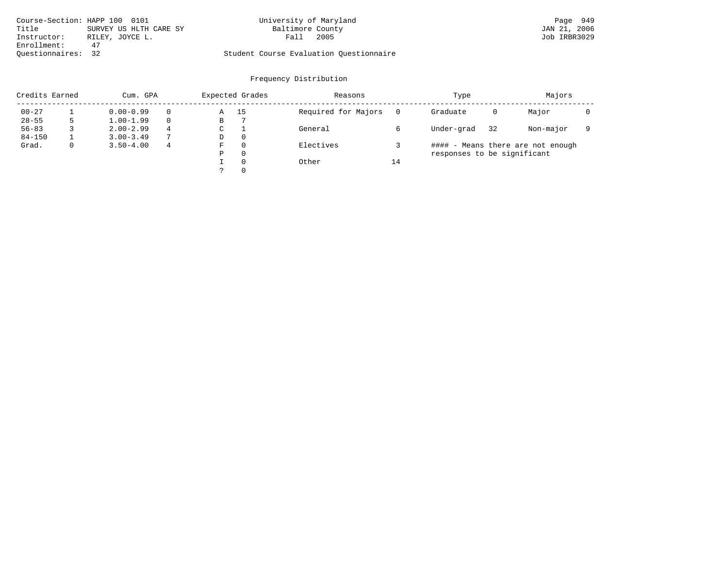Course-Section: HAPP 100 0101
Title: SURVEY US HLTH CARE SY
Instructor: RILEY, JOYCE L.
Enrollment: 47
Questionnaires: 32

University of Maryland
Baltimore County
Fall 2005

Student Course Evaluation Questionnaire

Page 949
JAN 21, 2006
Job IRBR3029

## Frequency Distribution

| Credits Earned | | Cum. GPA | | Expected Grades | | Reasons | | Type | | Majors | |
|---|---|---|---|---|---|---|---|---|---|---|---|
| 00-27 | 1 | 0.00-0.99 | 0 | A | 15 | Required for Majors | 0 | Graduate | 0 | Major | 0 |
| 28-55 | 5 | 1.00-1.99 | 0 | B | 7 | | | | | | |
| 56-83 | 3 | 2.00-2.99 | 4 | C | 1 | General | 6 | Under-grad | 32 | Non-major | 9 |
| 84-150 | 1 | 3.00-3.49 | 7 | D | 0 | | | | | | |
| Grad. | 0 | 3.50-4.00 | 4 | F | 0 | Electives | 3 | | | | |
| | | | | P | 0 | | | | | | |
| | | | | I | 0 | Other | 14 | | | | |
| | | | | ? | 0 | | | | | | |

#### - Means there are not enough responses to be significant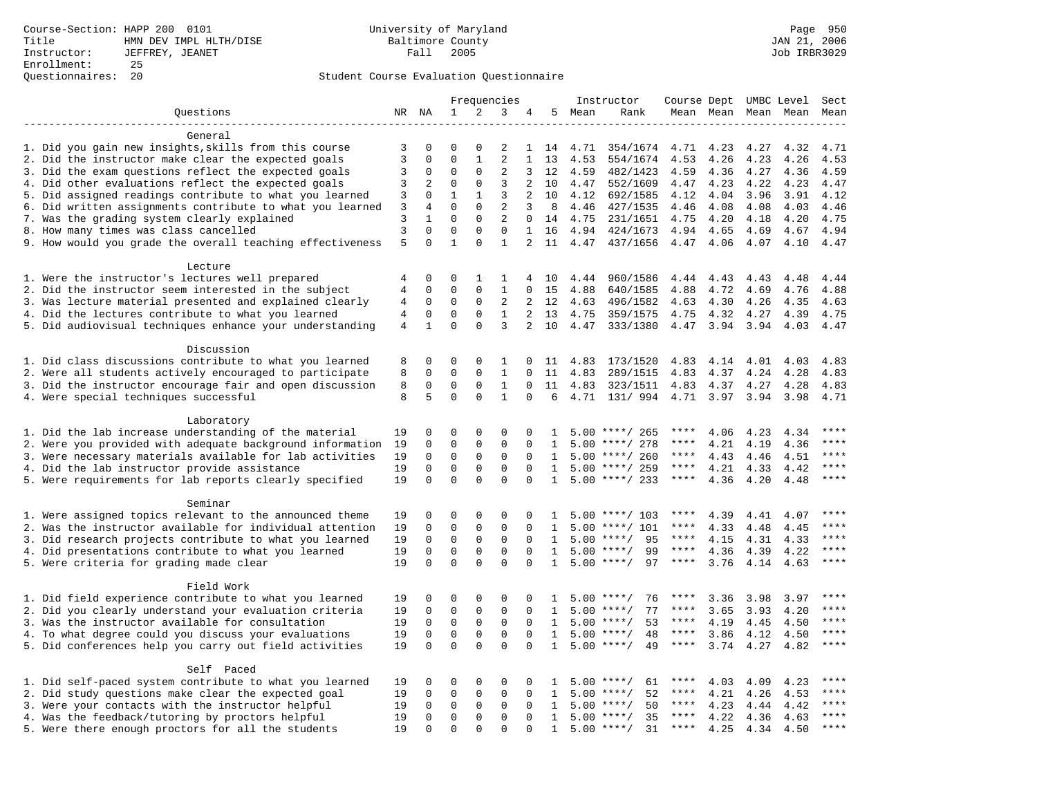Course-Section: HAPP 200 0101
Title: HMN DEV IMPL HLTH/DISE
Instructor: JEFFREY, JEANET
Enrollment: 25
Questionnaires: 20

University of Maryland
Baltimore County
Fall 2005

JAN 21, 2006
Job IRBR3029

Student Course Evaluation Questionnaire

| Questions | NR | NA | 1 | 2 | 3 | 4 | 5 | Instructor Mean | Instructor Rank | Course Mean | Dept Mean | UMBC Mean | Level Mean | Sect Mean |
|---|---|---|---|---|---|---|---|---|---|---|---|---|---|---|
| **General** | | | | | | | | | | | | | | |
| 1. Did you gain new insights,skills from this course | 3 | 0 | 0 | 0 | 2 | 1 | 14 | 4.71 | 354/1674 | 4.71 | 4.23 | 4.27 | 4.32 | 4.71 |
| 2. Did the instructor make clear the expected goals | 3 | 0 | 0 | 1 | 2 | 1 | 13 | 4.53 | 554/1674 | 4.53 | 4.26 | 4.23 | 4.26 | 4.53 |
| 3. Did the exam questions reflect the expected goals | 3 | 0 | 0 | 0 | 2 | 3 | 12 | 4.59 | 482/1423 | 4.59 | 4.36 | 4.27 | 4.36 | 4.59 |
| 4. Did other evaluations reflect the expected goals | 3 | 2 | 0 | 0 | 3 | 2 | 10 | 4.47 | 552/1609 | 4.47 | 4.23 | 4.22 | 4.23 | 4.47 |
| 5. Did assigned readings contribute to what you learned | 3 | 0 | 1 | 1 | 3 | 2 | 10 | 4.12 | 692/1585 | 4.12 | 4.04 | 3.96 | 3.91 | 4.12 |
| 6. Did written assignments contribute to what you learned | 3 | 4 | 0 | 0 | 2 | 3 | 8 | 4.46 | 427/1535 | 4.46 | 4.08 | 4.08 | 4.03 | 4.46 |
| 7. Was the grading system clearly explained | 3 | 1 | 0 | 0 | 2 | 0 | 14 | 4.75 | 231/1651 | 4.75 | 4.20 | 4.18 | 4.20 | 4.75 |
| 8. How many times was class cancelled | 3 | 0 | 0 | 0 | 0 | 1 | 16 | 4.94 | 424/1673 | 4.94 | 4.65 | 4.69 | 4.67 | 4.94 |
| 9. How would you grade the overall teaching effectiveness | 5 | 0 | 1 | 0 | 1 | 2 | 11 | 4.47 | 437/1656 | 4.47 | 4.06 | 4.07 | 4.10 | 4.47 |
| **Lecture** | | | | | | | | | | | | | | |
| 1. Were the instructor's lectures well prepared | 4 | 0 | 0 | 1 | 1 | 4 | 10 | 4.44 | 960/1586 | 4.44 | 4.43 | 4.43 | 4.48 | 4.44 |
| 2. Did the instructor seem interested in the subject | 4 | 0 | 0 | 0 | 1 | 0 | 15 | 4.88 | 640/1585 | 4.88 | 4.72 | 4.69 | 4.76 | 4.88 |
| 3. Was lecture material presented and explained clearly | 4 | 0 | 0 | 0 | 2 | 2 | 12 | 4.63 | 496/1582 | 4.63 | 4.30 | 4.26 | 4.35 | 4.63 |
| 4. Did the lectures contribute to what you learned | 4 | 0 | 0 | 0 | 1 | 2 | 13 | 4.75 | 359/1575 | 4.75 | 4.32 | 4.27 | 4.39 | 4.75 |
| 5. Did audiovisual techniques enhance your understanding | 4 | 1 | 0 | 0 | 3 | 2 | 10 | 4.47 | 333/1380 | 4.47 | 3.94 | 3.94 | 4.03 | 4.47 |
| **Discussion** | | | | | | | | | | | | | | |
| 1. Did class discussions contribute to what you learned | 8 | 0 | 0 | 0 | 1 | 0 | 11 | 4.83 | 173/1520 | 4.83 | 4.14 | 4.01 | 4.03 | 4.83 |
| 2. Were all students actively encouraged to participate | 8 | 0 | 0 | 0 | 1 | 0 | 11 | 4.83 | 289/1515 | 4.83 | 4.37 | 4.24 | 4.28 | 4.83 |
| 3. Did the instructor encourage fair and open discussion | 8 | 0 | 0 | 0 | 1 | 0 | 11 | 4.83 | 323/1511 | 4.83 | 4.37 | 4.27 | 4.28 | 4.83 |
| 4. Were special techniques successful | 8 | 5 | 0 | 0 | 1 | 0 | 6 | 4.71 | 131/ 994 | 4.71 | 3.97 | 3.94 | 3.98 | 4.71 |
| **Laboratory** | | | | | | | | | | | | | | |
| 1. Did the lab increase understanding of the material | 19 | 0 | 0 | 0 | 0 | 0 | 1 | 5.00 | ****/ 265 | **** | 4.06 | 4.23 | 4.34 | **** |
| 2. Were you provided with adequate background information | 19 | 0 | 0 | 0 | 0 | 0 | 1 | 5.00 | ****/ 278 | **** | 4.21 | 4.19 | 4.36 | **** |
| 3. Were necessary materials available for lab activities | 19 | 0 | 0 | 0 | 0 | 0 | 1 | 5.00 | ****/ 260 | **** | 4.43 | 4.46 | 4.51 | **** |
| 4. Did the lab instructor provide assistance | 19 | 0 | 0 | 0 | 0 | 0 | 1 | 5.00 | ****/ 259 | **** | 4.21 | 4.33 | 4.42 | **** |
| 5. Were requirements for lab reports clearly specified | 19 | 0 | 0 | 0 | 0 | 0 | 1 | 5.00 | ****/ 233 | **** | 4.36 | 4.20 | 4.48 | **** |
| **Seminar** | | | | | | | | | | | | | | |
| 1. Were assigned topics relevant to the announced theme | 19 | 0 | 0 | 0 | 0 | 0 | 1 | 5.00 | ****/ 103 | **** | 4.39 | 4.41 | 4.07 | **** |
| 2. Was the instructor available for individual attention | 19 | 0 | 0 | 0 | 0 | 0 | 1 | 5.00 | ****/ 101 | **** | 4.33 | 4.48 | 4.45 | **** |
| 3. Did research projects contribute to what you learned | 19 | 0 | 0 | 0 | 0 | 0 | 1 | 5.00 | ****/ 95 | **** | 4.15 | 4.31 | 4.33 | **** |
| 4. Did presentations contribute to what you learned | 19 | 0 | 0 | 0 | 0 | 0 | 1 | 5.00 | ****/ 99 | **** | 4.36 | 4.39 | 4.22 | **** |
| 5. Were criteria for grading made clear | 19 | 0 | 0 | 0 | 0 | 0 | 1 | 5.00 | ****/ 97 | **** | 3.76 | 4.14 | 4.63 | **** |
| **Field Work** | | | | | | | | | | | | | | |
| 1. Did field experience contribute to what you learned | 19 | 0 | 0 | 0 | 0 | 0 | 1 | 5.00 | ****/ 76 | **** | 3.36 | 3.98 | 3.97 | **** |
| 2. Did you clearly understand your evaluation criteria | 19 | 0 | 0 | 0 | 0 | 0 | 1 | 5.00 | ****/ 77 | **** | 3.65 | 3.93 | 4.20 | **** |
| 3. Was the instructor available for consultation | 19 | 0 | 0 | 0 | 0 | 0 | 1 | 5.00 | ****/ 53 | **** | 4.19 | 4.45 | 4.50 | **** |
| 4. To what degree could you discuss your evaluations | 19 | 0 | 0 | 0 | 0 | 0 | 1 | 5.00 | ****/ 48 | **** | 3.86 | 4.12 | 4.50 | **** |
| 5. Did conferences help you carry out field activities | 19 | 0 | 0 | 0 | 0 | 0 | 1 | 5.00 | ****/ 49 | **** | 3.74 | 4.27 | 4.82 | **** |
| **Self Paced** | | | | | | | | | | | | | | |
| 1. Did self-paced system contribute to what you learned | 19 | 0 | 0 | 0 | 0 | 0 | 1 | 5.00 | ****/ 61 | **** | 4.03 | 4.09 | 4.23 | **** |
| 2. Did study questions make clear the expected goal | 19 | 0 | 0 | 0 | 0 | 0 | 1 | 5.00 | ****/ 52 | **** | 4.21 | 4.26 | 4.53 | **** |
| 3. Were your contacts with the instructor helpful | 19 | 0 | 0 | 0 | 0 | 0 | 1 | 5.00 | ****/ 50 | **** | 4.23 | 4.44 | 4.42 | **** |
| 4. Was the feedback/tutoring by proctors helpful | 19 | 0 | 0 | 0 | 0 | 0 | 1 | 5.00 | ****/ 35 | **** | 4.22 | 4.36 | 4.63 | **** |
| 5. Were there enough proctors for all the students | 19 | 0 | 0 | 0 | 0 | 0 | 1 | 5.00 | ****/ 31 | **** | 4.25 | 4.34 | 4.50 | **** |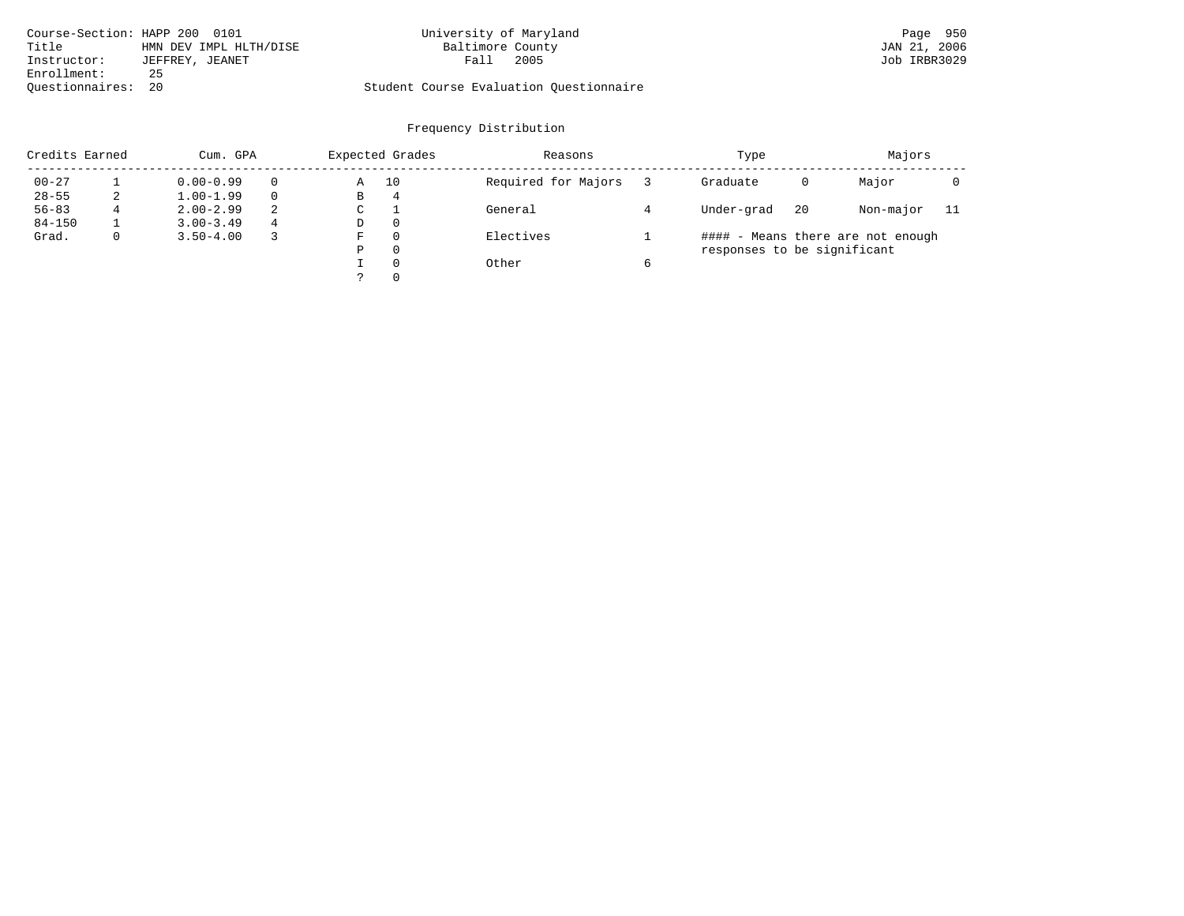Course-Section: HAPP 200 0101
Title HMN DEV IMPL HLTH/DISE
Instructor: JEFFREY, JEANET
Enrollment: 25
Questionnaires: 20

University of Maryland
Baltimore County
Fall 2005

Student Course Evaluation Questionnaire

JAN 21, 2006
Job IRBR3029

## Frequency Distribution

| Credits Earned | | Cum. GPA | | Expected Grades | | Reasons | | Type | | Majors | |
|---|---|---|---|---|---|---|---|---|---|---|---|
| 00-27 | 1 | 0.00-0.99 | 0 | A | 10 | Required for Majors | 3 | Graduate | 0 | Major | 0 |
| 28-55 | 2 | 1.00-1.99 | 0 | B | 4 | | | | | | |
| 56-83 | 4 | 2.00-2.99 | 2 | C | 1 | General | 4 | Under-grad | 20 | Non-major | 11 |
| 84-150 | 1 | 3.00-3.49 | 4 | D | 0 | | | | | | |
| Grad. | 0 | 3.50-4.00 | 3 | F | 0 | Electives | 1 | | | | |
| | | | | P | 0 | | | | | | |
| | | | | I | 0 | Other | 6 | | | | |
| | | | | ? | 0 | | | | | | |

#### - Means there are not enough responses to be significant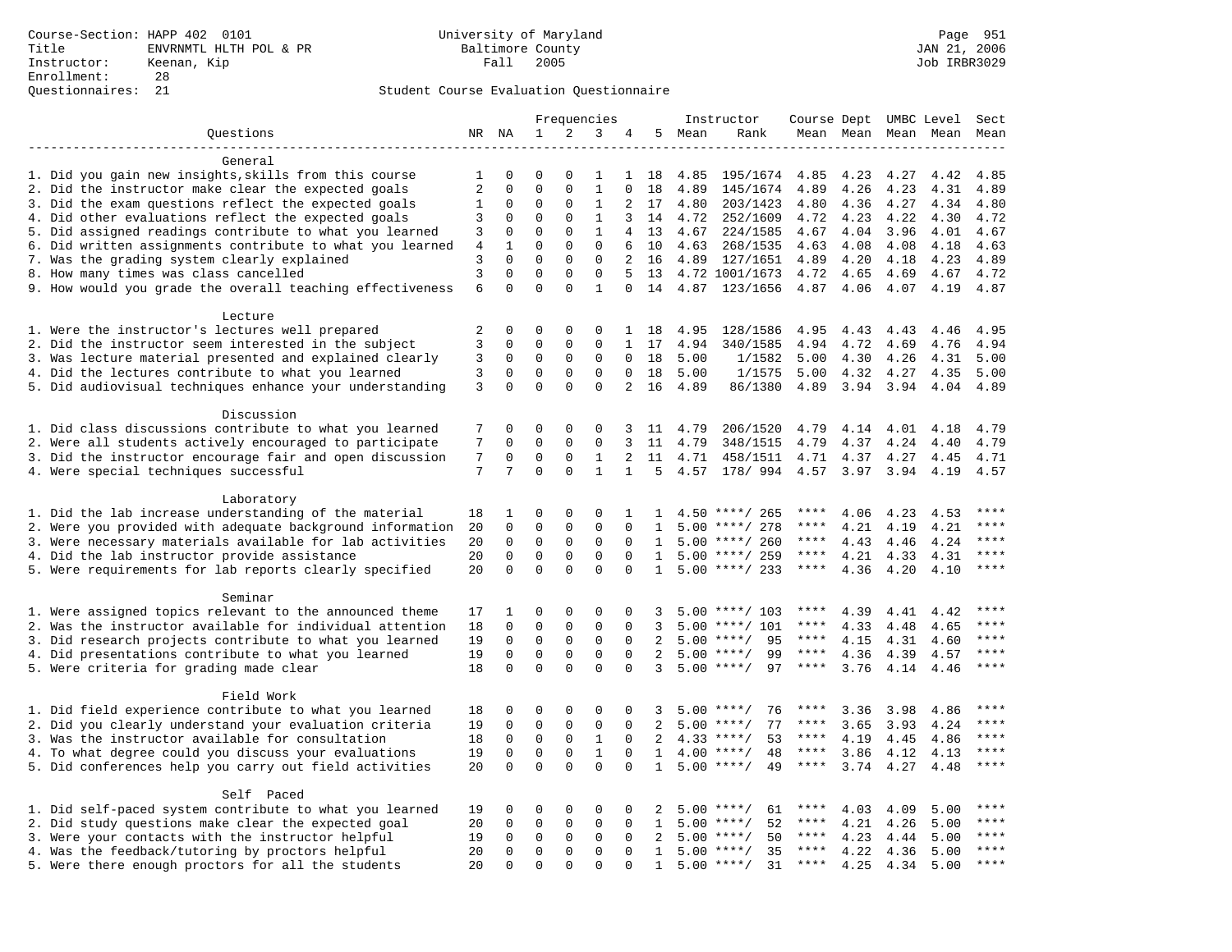Course-Section: HAPP 402 0101
Title: ENVRNMTL HLTH POL & PR
Instructor: Keenan, Kip
Enrollment: 28
Questionnaires: 21

University of Maryland
Baltimore County
Fall 2005

Student Course Evaluation Questionnaire

| Questions | NR | NA | 1 | 2 | 3 | 4 | 5 | Instructor Mean | Instructor Rank | Course Mean | Dept Mean | UMBC Mean | Level Mean | Sect Mean |
|---|---|---|---|---|---|---|---|---|---|---|---|---|---|---|
| **General** | | | | | | | | | | | | | | |
| 1. Did you gain new insights,skills from this course | 1 | 0 | 0 | 0 | 1 | 1 | 18 | 4.85 | 195/1674 | 4.85 | 4.23 | 4.27 | 4.42 | 4.85 |
| 2. Did the instructor make clear the expected goals | 2 | 0 | 0 | 0 | 1 | 0 | 18 | 4.89 | 145/1674 | 4.89 | 4.26 | 4.23 | 4.31 | 4.89 |
| 3. Did the exam questions reflect the expected goals | 1 | 0 | 0 | 0 | 1 | 2 | 17 | 4.80 | 203/1423 | 4.80 | 4.36 | 4.27 | 4.34 | 4.80 |
| 4. Did other evaluations reflect the expected goals | 3 | 0 | 0 | 0 | 1 | 3 | 14 | 4.72 | 252/1609 | 4.72 | 4.23 | 4.22 | 4.30 | 4.72 |
| 5. Did assigned readings contribute to what you learned | 3 | 0 | 0 | 0 | 1 | 4 | 13 | 4.67 | 224/1585 | 4.67 | 4.04 | 3.96 | 4.01 | 4.67 |
| 6. Did written assignments contribute to what you learned | 4 | 1 | 0 | 0 | 0 | 6 | 10 | 4.63 | 268/1535 | 4.63 | 4.08 | 4.08 | 4.18 | 4.63 |
| 7. Was the grading system clearly explained | 3 | 0 | 0 | 0 | 0 | 2 | 16 | 4.89 | 127/1651 | 4.89 | 4.20 | 4.18 | 4.23 | 4.89 |
| 8. How many times was class cancelled | 3 | 0 | 0 | 0 | 0 | 5 | 13 | 4.72 | 1001/1673 | 4.72 | 4.65 | 4.69 | 4.67 | 4.72 |
| 9. How would you grade the overall teaching effectiveness | 6 | 0 | 0 | 0 | 1 | 0 | 14 | 4.87 | 123/1656 | 4.87 | 4.06 | 4.07 | 4.19 | 4.87 |
| **Lecture** | | | | | | | | | | | | | | |
| 1. Were the instructor's lectures well prepared | 2 | 0 | 0 | 0 | 0 | 1 | 18 | 4.95 | 128/1586 | 4.95 | 4.43 | 4.43 | 4.46 | 4.95 |
| 2. Did the instructor seem interested in the subject | 3 | 0 | 0 | 0 | 0 | 1 | 17 | 4.94 | 340/1585 | 4.94 | 4.72 | 4.69 | 4.76 | 4.94 |
| 3. Was lecture material presented and explained clearly | 3 | 0 | 0 | 0 | 0 | 0 | 18 | 5.00 | 1/1582 | 5.00 | 4.30 | 4.26 | 4.31 | 5.00 |
| 4. Did the lectures contribute to what you learned | 3 | 0 | 0 | 0 | 0 | 0 | 18 | 5.00 | 1/1575 | 5.00 | 4.32 | 4.27 | 4.35 | 5.00 |
| 5. Did audiovisual techniques enhance your understanding | 3 | 0 | 0 | 0 | 0 | 2 | 16 | 4.89 | 86/1380 | 4.89 | 3.94 | 3.94 | 4.04 | 4.89 |
| **Discussion** | | | | | | | | | | | | | | |
| 1. Did class discussions contribute to what you learned | 7 | 0 | 0 | 0 | 0 | 3 | 11 | 4.79 | 206/1520 | 4.79 | 4.14 | 4.01 | 4.18 | 4.79 |
| 2. Were all students actively encouraged to participate | 7 | 0 | 0 | 0 | 0 | 3 | 11 | 4.79 | 348/1515 | 4.79 | 4.37 | 4.24 | 4.40 | 4.79 |
| 3. Did the instructor encourage fair and open discussion | 7 | 0 | 0 | 0 | 1 | 2 | 11 | 4.71 | 458/1511 | 4.71 | 4.37 | 4.27 | 4.45 | 4.71 |
| 4. Were special techniques successful | 7 | 7 | 0 | 0 | 1 | 1 | 5 | 4.57 | 178/ 994 | 4.57 | 3.97 | 3.94 | 4.19 | 4.57 |
| **Laboratory** | | | | | | | | | | | | | | |
| 1. Did the lab increase understanding of the material | 18 | 1 | 0 | 0 | 0 | 1 | 1 | 4.50 | ****/ 265 | **** | 4.06 | 4.23 | 4.53 | **** |
| 2. Were you provided with adequate background information | 20 | 0 | 0 | 0 | 0 | 0 | 1 | 5.00 | ****/ 278 | **** | 4.21 | 4.19 | 4.21 | **** |
| 3. Were necessary materials available for lab activities | 20 | 0 | 0 | 0 | 0 | 0 | 1 | 5.00 | ****/ 260 | **** | 4.43 | 4.46 | 4.24 | **** |
| 4. Did the lab instructor provide assistance | 20 | 0 | 0 | 0 | 0 | 0 | 1 | 5.00 | ****/ 259 | **** | 4.21 | 4.33 | 4.31 | **** |
| 5. Were requirements for lab reports clearly specified | 20 | 0 | 0 | 0 | 0 | 0 | 1 | 5.00 | ****/ 233 | **** | 4.36 | 4.20 | 4.10 | **** |
| **Seminar** | | | | | | | | | | | | | | |
| 1. Were assigned topics relevant to the announced theme | 17 | 1 | 0 | 0 | 0 | 0 | 3 | 5.00 | ****/ 103 | **** | 4.39 | 4.41 | 4.42 | **** |
| 2. Was the instructor available for individual attention | 18 | 0 | 0 | 0 | 0 | 0 | 3 | 5.00 | ****/ 101 | **** | 4.33 | 4.48 | 4.65 | **** |
| 3. Did research projects contribute to what you learned | 19 | 0 | 0 | 0 | 0 | 0 | 2 | 5.00 | ****/ 95 | **** | 4.15 | 4.31 | 4.60 | **** |
| 4. Did presentations contribute to what you learned | 19 | 0 | 0 | 0 | 0 | 0 | 2 | 5.00 | ****/ 99 | **** | 4.36 | 4.39 | 4.57 | **** |
| 5. Were criteria for grading made clear | 18 | 0 | 0 | 0 | 0 | 0 | 3 | 5.00 | ****/ 97 | **** | 3.76 | 4.14 | 4.46 | **** |
| **Field Work** | | | | | | | | | | | | | | |
| 1. Did field experience contribute to what you learned | 18 | 0 | 0 | 0 | 0 | 0 | 3 | 5.00 | ****/ 76 | **** | 3.36 | 3.98 | 4.86 | **** |
| 2. Did you clearly understand your evaluation criteria | 19 | 0 | 0 | 0 | 0 | 0 | 2 | 5.00 | ****/ 77 | **** | 3.65 | 3.93 | 4.24 | **** |
| 3. Was the instructor available for consultation | 18 | 0 | 0 | 0 | 1 | 0 | 2 | 4.33 | ****/ 53 | **** | 4.19 | 4.45 | 4.86 | **** |
| 4. To what degree could you discuss your evaluations | 19 | 0 | 0 | 0 | 1 | 0 | 1 | 4.00 | ****/ 48 | **** | 3.86 | 4.12 | 4.13 | **** |
| 5. Did conferences help you carry out field activities | 20 | 0 | 0 | 0 | 0 | 0 | 1 | 5.00 | ****/ 49 | **** | 3.74 | 4.27 | 4.48 | **** |
| **Self Paced** | | | | | | | | | | | | | | |
| 1. Did self-paced system contribute to what you learned | 19 | 0 | 0 | 0 | 0 | 0 | 2 | 5.00 | ****/ 61 | **** | 4.03 | 4.09 | 5.00 | **** |
| 2. Did study questions make clear the expected goal | 20 | 0 | 0 | 0 | 0 | 0 | 1 | 5.00 | ****/ 52 | **** | 4.21 | 4.26 | 5.00 | **** |
| 3. Were your contacts with the instructor helpful | 19 | 0 | 0 | 0 | 0 | 0 | 2 | 5.00 | ****/ 50 | **** | 4.23 | 4.44 | 5.00 | **** |
| 4. Was the feedback/tutoring by proctors helpful | 20 | 0 | 0 | 0 | 0 | 0 | 1 | 5.00 | ****/ 35 | **** | 4.22 | 4.36 | 5.00 | **** |
| 5. Were there enough proctors for all the students | 20 | 0 | 0 | 0 | 0 | 0 | 1 | 5.00 | ****/ 31 | **** | 4.25 | 4.34 | 5.00 | **** |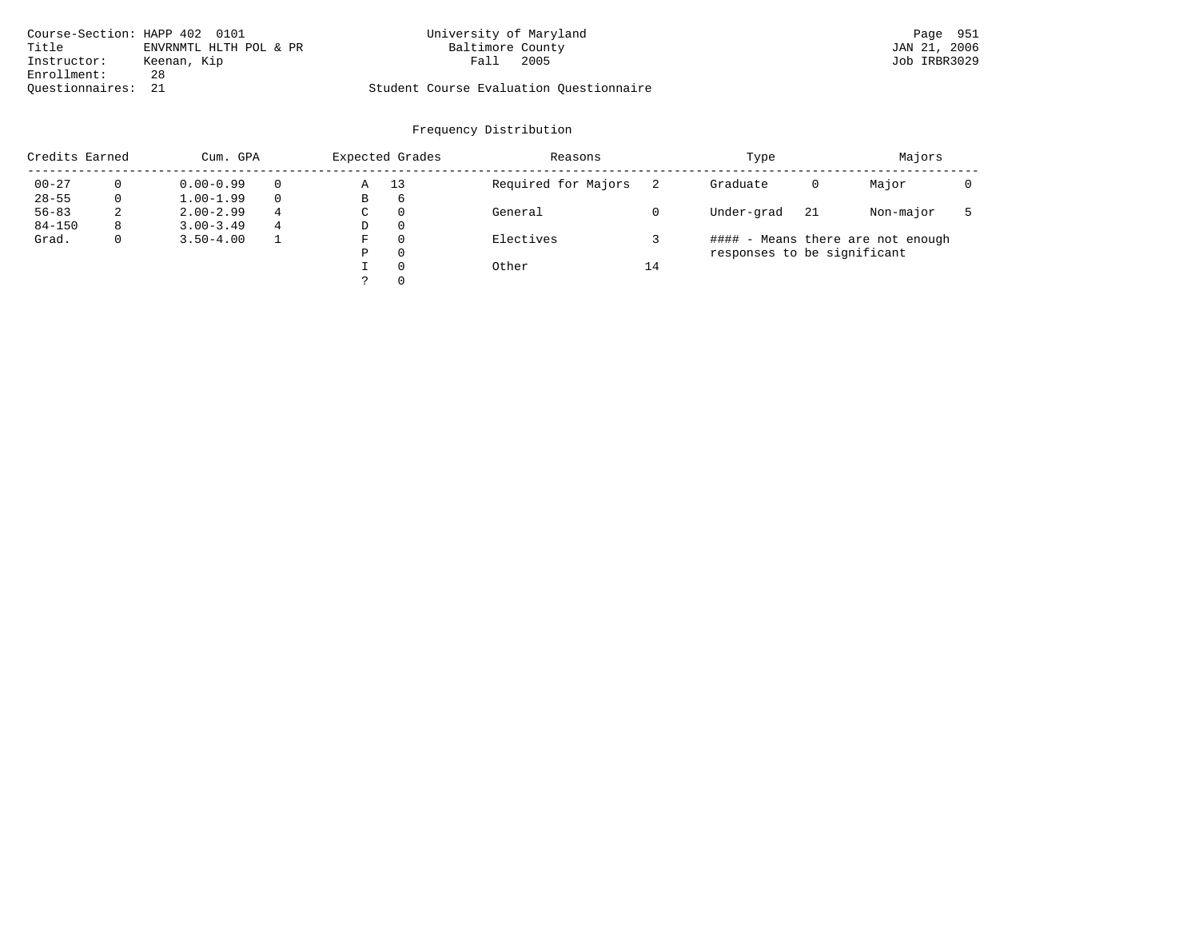Course-Section: HAPP 402 0101
Title: ENVRNMTL HLTH POL & PR
Instructor: Keenan, Kip
Enrollment: 28
Questionnaires: 21

University of Maryland
Baltimore County
Fall 2005

Student Course Evaluation Questionnaire

Page 951
JAN 21, 2006
Job IRBR3029

## Frequency Distribution

| Credits Earned | | Cum. GPA | | Expected Grades | | Reasons | | Type | | Majors | |
|---|---|---|---|---|---|---|---|---|---|---|---|
| 00-27 | 0 | 0.00-0.99 | 0 | A | 13 | Required for Majors | 2 | Graduate | 0 | Major | 0 |
| 28-55 | 0 | 1.00-1.99 | 0 | B | 6 | | | | | | |
| 56-83 | 2 | 2.00-2.99 | 4 | C | 0 | General | 0 | Under-grad | 21 | Non-major | 5 |
| 84-150 | 8 | 3.00-3.49 | 4 | D | 0 | | | | | | |
| Grad. | 0 | 3.50-4.00 | 1 | F | 0 | Electives | 3 | | | | |
| | | | | P | 0 | | | | | | |
| | | | | I | 0 | Other | 14 | | | | |
| | | | | ? | 0 | | | | | | |

#### - Means there are not enough responses to be significant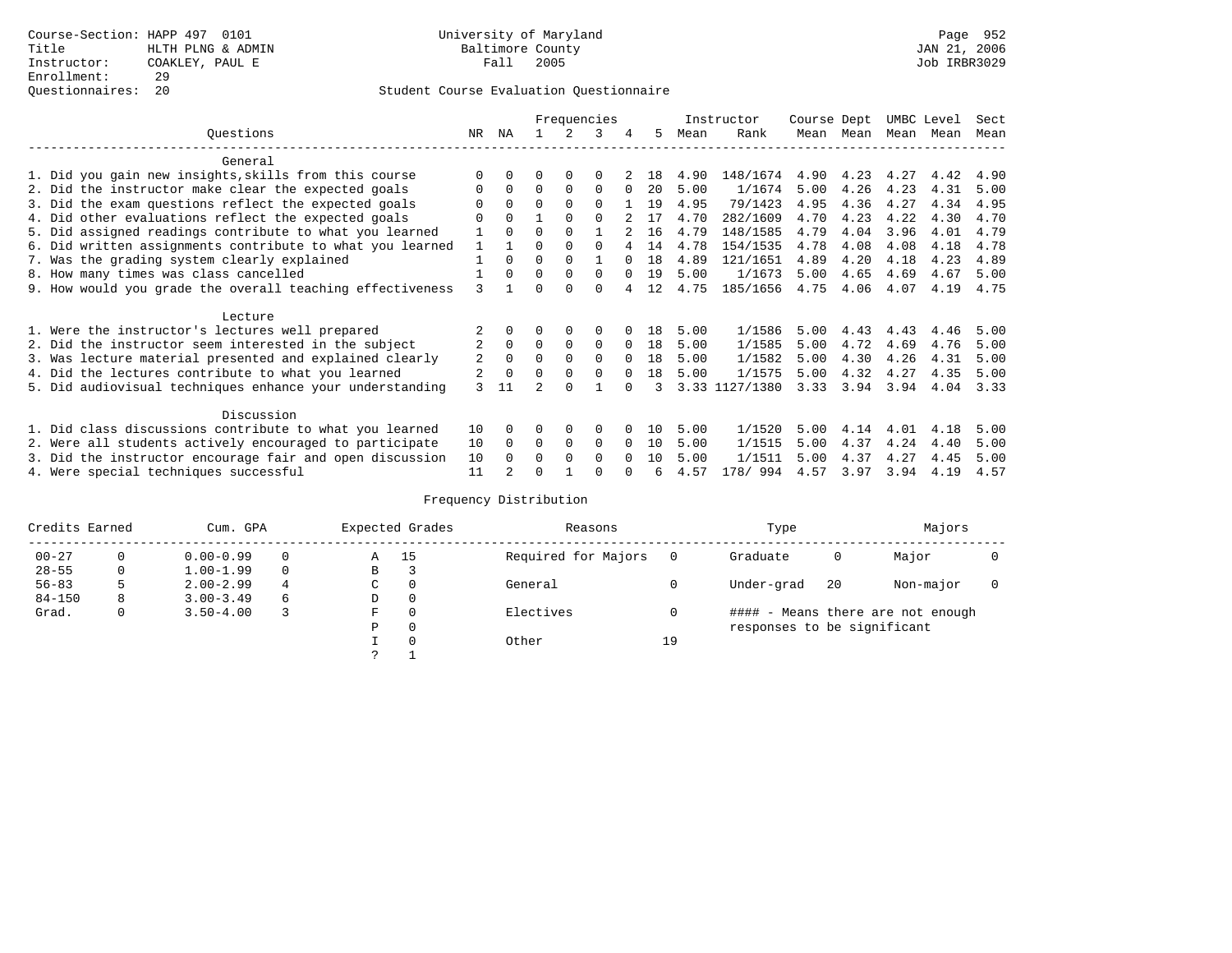Course-Section: HAPP 497 0101
Title: HLTH PLNG & ADMIN
Instructor: COAKLEY, PAUL E
Enrollment: 29
Questionnaires: 20

University of Maryland
Baltimore County
Fall 2005

Page 952
JAN 21, 2006
Job IRBR3029

Student Course Evaluation Questionnaire

| Questions | NR | NA | 1 | 2 | 3 | 4 | 5 | Instructor Mean | Instructor Rank | Course Mean | Dept Mean | UMBC Mean | Level Mean | Sect Mean |
|---|---|---|---|---|---|---|---|---|---|---|---|---|---|---|
| **General** | | | | | | | | | | | | | | |
| 1. Did you gain new insights,skills from this course | 0 | 0 | 0 | 0 | 0 | 2 | 18 | 4.90 | 148/1674 | 4.90 | 4.23 | 4.27 | 4.42 | 4.90 |
| 2. Did the instructor make clear the expected goals | 0 | 0 | 0 | 0 | 0 | 0 | 20 | 5.00 | 1/1674 | 5.00 | 4.26 | 4.23 | 4.31 | 5.00 |
| 3. Did the exam questions reflect the expected goals | 0 | 0 | 0 | 0 | 0 | 1 | 19 | 4.95 | 79/1423 | 4.95 | 4.36 | 4.27 | 4.34 | 4.95 |
| 4. Did other evaluations reflect the expected goals | 0 | 0 | 1 | 0 | 0 | 2 | 17 | 4.70 | 282/1609 | 4.70 | 4.23 | 4.22 | 4.30 | 4.70 |
| 5. Did assigned readings contribute to what you learned | 1 | 0 | 0 | 0 | 1 | 2 | 16 | 4.79 | 148/1585 | 4.79 | 4.04 | 3.96 | 4.01 | 4.79 |
| 6. Did written assignments contribute to what you learned | 1 | 1 | 0 | 0 | 0 | 4 | 14 | 4.78 | 154/1535 | 4.78 | 4.08 | 4.08 | 4.18 | 4.78 |
| 7. Was the grading system clearly explained | 1 | 0 | 0 | 0 | 1 | 0 | 18 | 4.89 | 121/1651 | 4.89 | 4.20 | 4.18 | 4.23 | 4.89 |
| 8. How many times was class cancelled | 1 | 0 | 0 | 0 | 0 | 0 | 19 | 5.00 | 1/1673 | 5.00 | 4.65 | 4.69 | 4.67 | 5.00 |
| 9. How would you grade the overall teaching effectiveness | 3 | 1 | 0 | 0 | 0 | 4 | 12 | 4.75 | 185/1656 | 4.75 | 4.06 | 4.07 | 4.19 | 4.75 |
| **Lecture** | | | | | | | | | | | | | | |
| 1. Were the instructor's lectures well prepared | 2 | 0 | 0 | 0 | 0 | 0 | 18 | 5.00 | 1/1586 | 5.00 | 4.43 | 4.43 | 4.46 | 5.00 |
| 2. Did the instructor seem interested in the subject | 2 | 0 | 0 | 0 | 0 | 0 | 18 | 5.00 | 1/1585 | 5.00 | 4.72 | 4.69 | 4.76 | 5.00 |
| 3. Was lecture material presented and explained clearly | 2 | 0 | 0 | 0 | 0 | 0 | 18 | 5.00 | 1/1582 | 5.00 | 4.30 | 4.26 | 4.31 | 5.00 |
| 4. Did the lectures contribute to what you learned | 2 | 0 | 0 | 0 | 0 | 0 | 18 | 5.00 | 1/1575 | 5.00 | 4.32 | 4.27 | 4.35 | 5.00 |
| 5. Did audiovisual techniques enhance your understanding | 3 | 11 | 2 | 0 | 1 | 0 | 3 | 3.33 | 1127/1380 | 3.33 | 3.94 | 3.94 | 4.04 | 3.33 |
| **Discussion** | | | | | | | | | | | | | | |
| 1. Did class discussions contribute to what you learned | 10 | 0 | 0 | 0 | 0 | 0 | 10 | 5.00 | 1/1520 | 5.00 | 4.14 | 4.01 | 4.18 | 5.00 |
| 2. Were all students actively encouraged to participate | 10 | 0 | 0 | 0 | 0 | 0 | 10 | 5.00 | 1/1515 | 5.00 | 4.37 | 4.24 | 4.40 | 5.00 |
| 3. Did the instructor encourage fair and open discussion | 10 | 0 | 0 | 0 | 0 | 0 | 10 | 5.00 | 1/1511 | 5.00 | 4.37 | 4.27 | 4.45 | 5.00 |
| 4. Were special techniques successful | 11 | 2 | 0 | 1 | 0 | 0 | 6 | 4.57 | 178/ 994 | 4.57 | 3.97 | 3.94 | 4.19 | 4.57 |

Frequency Distribution

| Credits Earned | | Cum. GPA | | Expected Grades | | Reasons | | Type | | Majors | |
|---|---|---|---|---|---|---|---|---|---|---|---|
| 00-27 | 0 | 0.00-0.99 | 0 | A | 15 | Required for Majors | 0 | Graduate | 0 | Major | 0 |
| 28-55 | 0 | 1.00-1.99 | 0 | B | 3 | | | | | | |
| 56-83 | 5 | 2.00-2.99 | 4 | C | 0 | General | 0 | Under-grad | 20 | Non-major | 0 |
| 84-150 | 8 | 3.00-3.49 | 6 | D | 0 | | | | | | |
| Grad. | 0 | 3.50-4.00 | 3 | F | 0 | Electives | 0 | #### - Means there are not enough responses to be significant | | | |
| | | | | P | 0 | | | | | | |
| | | | | I | 0 | Other | 19 | | | | |
| | | | | ? | 1 | | | | | | |